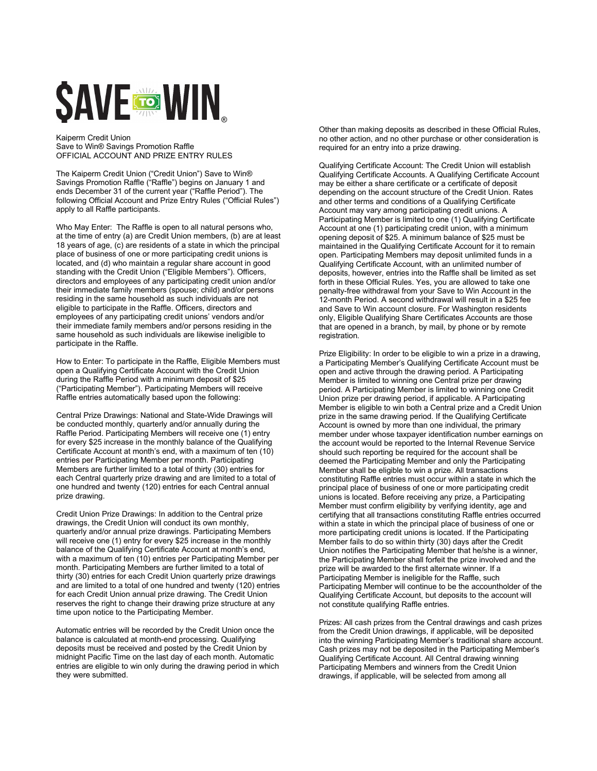# $AVE TO WIN®

Kaiperm Credit Union
Save to Win® Savings Promotion Raffle
OFFICIAL ACCOUNT AND PRIZE ENTRY RULES

The Kaiperm Credit Union ("Credit Union") Save to Win® Savings Promotion Raffle ("Raffle") begins on January 1 and ends December 31 of the current year ("Raffle Period"). The following Official Account and Prize Entry Rules ("Official Rules") apply to all Raffle participants.

Who May Enter: The Raffle is open to all natural persons who, at the time of entry (a) are Credit Union members, (b) are at least 18 years of age, (c) are residents of a state in which the principal place of business of one or more participating credit unions is located, and (d) who maintain a regular share account in good standing with the Credit Union ("Eligible Members"). Officers, directors and employees of any participating credit union and/or their immediate family members (spouse; child) and/or persons residing in the same household as such individuals are not eligible to participate in the Raffle. Officers, directors and employees of any participating credit unions' vendors and/or their immediate family members and/or persons residing in the same household as such individuals are likewise ineligible to participate in the Raffle.

How to Enter: To participate in the Raffle, Eligible Members must open a Qualifying Certificate Account with the Credit Union during the Raffle Period with a minimum deposit of $25 ("Participating Member"). Participating Members will receive Raffle entries automatically based upon the following:

Central Prize Drawings: National and State-Wide Drawings will be conducted monthly, quarterly and/or annually during the Raffle Period. Participating Members will receive one (1) entry for every $25 increase in the monthly balance of the Qualifying Certificate Account at month's end, with a maximum of ten (10) entries per Participating Member per month. Participating Members are further limited to a total of thirty (30) entries for each Central quarterly prize drawing and are limited to a total of one hundred and twenty (120) entries for each Central annual prize drawing.

Credit Union Prize Drawings: In addition to the Central prize drawings, the Credit Union will conduct its own monthly, quarterly and/or annual prize drawings. Participating Members will receive one (1) entry for every $25 increase in the monthly balance of the Qualifying Certificate Account at month's end, with a maximum of ten (10) entries per Participating Member per month. Participating Members are further limited to a total of thirty (30) entries for each Credit Union quarterly prize drawings and are limited to a total of one hundred and twenty (120) entries for each Credit Union annual prize drawing. The Credit Union reserves the right to change their drawing prize structure at any time upon notice to the Participating Member.

Automatic entries will be recorded by the Credit Union once the balance is calculated at month-end processing. Qualifying deposits must be received and posted by the Credit Union by midnight Pacific Time on the last day of each month. Automatic entries are eligible to win only during the drawing period in which they were submitted.

Other than making deposits as described in these Official Rules, no other action, and no other purchase or other consideration is required for an entry into a prize drawing.

Qualifying Certificate Account: The Credit Union will establish Qualifying Certificate Accounts. A Qualifying Certificate Account may be either a share certificate or a certificate of deposit depending on the account structure of the Credit Union. Rates and other terms and conditions of a Qualifying Certificate Account may vary among participating credit unions. A Participating Member is limited to one (1) Qualifying Certificate Account at one (1) participating credit union, with a minimum opening deposit of $25. A minimum balance of $25 must be maintained in the Qualifying Certificate Account for it to remain open. Participating Members may deposit unlimited funds in a Qualifying Certificate Account, with an unlimited number of deposits, however, entries into the Raffle shall be limited as set forth in these Official Rules. Yes, you are allowed to take one penalty-free withdrawal from your Save to Win Account in the 12-month Period. A second withdrawal will result in a $25 fee and Save to Win account closure. For Washington residents only, Eligible Qualifying Share Certificates Accounts are those that are opened in a branch, by mail, by phone or by remote registration.

Prize Eligibility: In order to be eligible to win a prize in a drawing, a Participating Member's Qualifying Certificate Account must be open and active through the drawing period. A Participating Member is limited to winning one Central prize per drawing period. A Participating Member is limited to winning one Credit Union prize per drawing period, if applicable. A Participating Member is eligible to win both a Central prize and a Credit Union prize in the same drawing period. If the Qualifying Certificate Account is owned by more than one individual, the primary member under whose taxpayer identification number earnings on the account would be reported to the Internal Revenue Service should such reporting be required for the account shall be deemed the Participating Member and only the Participating Member shall be eligible to win a prize. All transactions constituting Raffle entries must occur within a state in which the principal place of business of one or more participating credit unions is located. Before receiving any prize, a Participating Member must confirm eligibility by verifying identity, age and certifying that all transactions constituting Raffle entries occurred within a state in which the principal place of business of one or more participating credit unions is located. If the Participating Member fails to do so within thirty (30) days after the Credit Union notifies the Participating Member that he/she is a winner, the Participating Member shall forfeit the prize involved and the prize will be awarded to the first alternate winner. If a Participating Member is ineligible for the Raffle, such Participating Member will continue to be the accountholder of the Qualifying Certificate Account, but deposits to the account will not constitute qualifying Raffle entries.

Prizes: All cash prizes from the Central drawings and cash prizes from the Credit Union drawings, if applicable, will be deposited into the winning Participating Member's traditional share account. Cash prizes may not be deposited in the Participating Member's Qualifying Certificate Account. All Central drawing winning Participating Members and winners from the Credit Union drawings, if applicable, will be selected from among all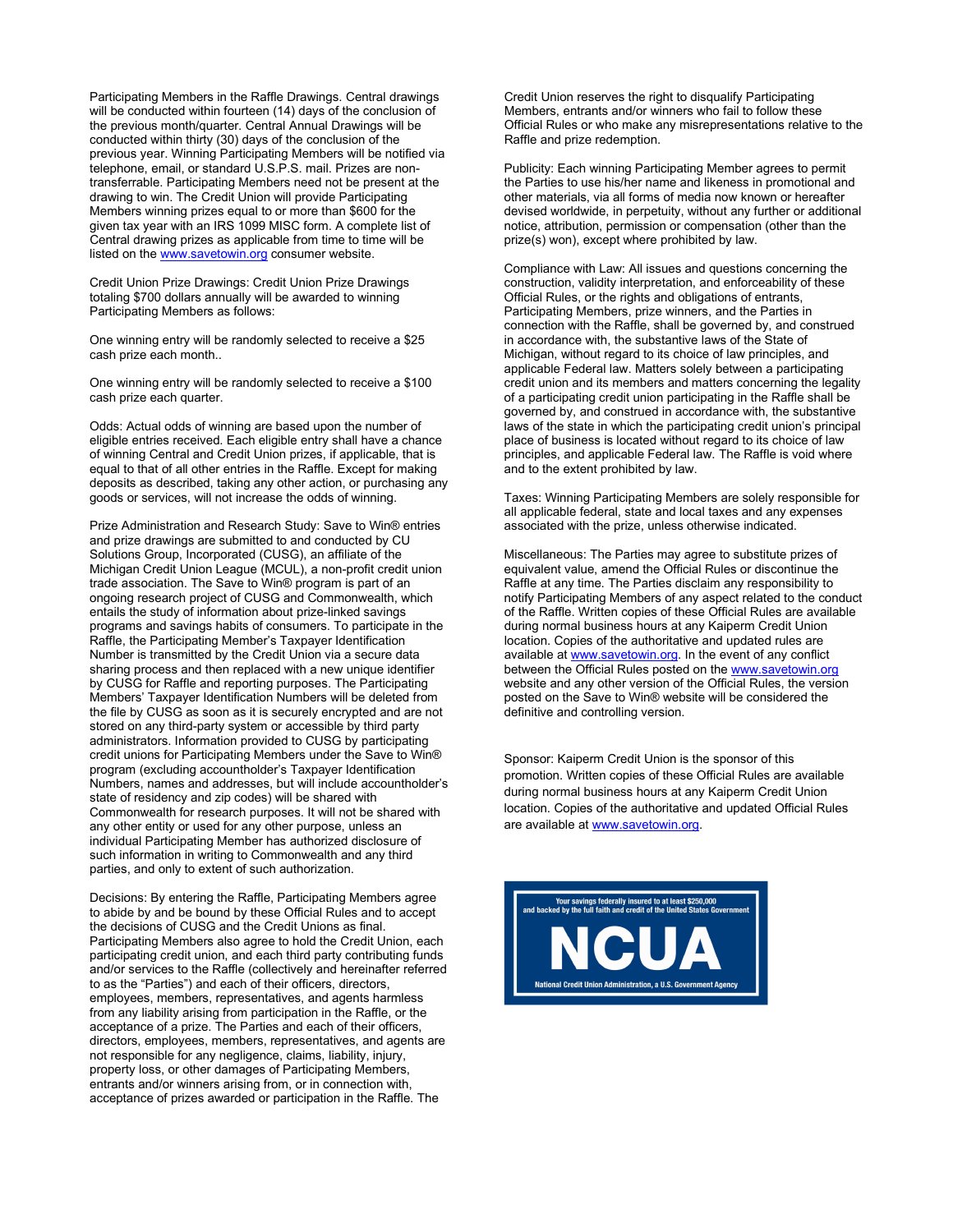Participating Members in the Raffle Drawings. Central drawings will be conducted within fourteen (14) days of the conclusion of the previous month/quarter. Central Annual Drawings will be conducted within thirty (30) days of the conclusion of the previous year. Winning Participating Members will be notified via telephone, email, or standard U.S.P.S. mail. Prizes are non-transferrable. Participating Members need not be present at the drawing to win. The Credit Union will provide Participating Members winning prizes equal to or more than $600 for the given tax year with an IRS 1099 MISC form. A complete list of Central drawing prizes as applicable from time to time will be listed on the www.savetowin.org consumer website.

Credit Union Prize Drawings: Credit Union Prize Drawings totaling $700 dollars annually will be awarded to winning Participating Members as follows:

One winning entry will be randomly selected to receive a $25 cash prize each month..

One winning entry will be randomly selected to receive a $100 cash prize each quarter.

Odds: Actual odds of winning are based upon the number of eligible entries received. Each eligible entry shall have a chance of winning Central and Credit Union prizes, if applicable, that is equal to that of all other entries in the Raffle. Except for making deposits as described, taking any other action, or purchasing any goods or services, will not increase the odds of winning.

Prize Administration and Research Study: Save to Win® entries and prize drawings are submitted to and conducted by CU Solutions Group, Incorporated (CUSG), an affiliate of the Michigan Credit Union League (MCUL), a non-profit credit union trade association. The Save to Win® program is part of an ongoing research project of CUSG and Commonwealth, which entails the study of information about prize-linked savings programs and savings habits of consumers. To participate in the Raffle, the Participating Member's Taxpayer Identification Number is transmitted by the Credit Union via a secure data sharing process and then replaced with a new unique identifier by CUSG for Raffle and reporting purposes. The Participating Members' Taxpayer Identification Numbers will be deleted from the file by CUSG as soon as it is securely encrypted and are not stored on any third-party system or accessible by third party administrators. Information provided to CUSG by participating credit unions for Participating Members under the Save to Win® program (excluding accountholder's Taxpayer Identification Numbers, names and addresses, but will include accountholder's state of residency and zip codes) will be shared with Commonwealth for research purposes. It will not be shared with any other entity or used for any other purpose, unless an individual Participating Member has authorized disclosure of such information in writing to Commonwealth and any third parties, and only to extent of such authorization.

Decisions: By entering the Raffle, Participating Members agree to abide by and be bound by these Official Rules and to accept the decisions of CUSG and the Credit Unions as final. Participating Members also agree to hold the Credit Union, each participating credit union, and each third party contributing funds and/or services to the Raffle (collectively and hereinafter referred to as the "Parties") and each of their officers, directors, employees, members, representatives, and agents harmless from any liability arising from participation in the Raffle, or the acceptance of a prize. The Parties and each of their officers, directors, employees, members, representatives, and agents are not responsible for any negligence, claims, liability, injury, property loss, or other damages of Participating Members, entrants and/or winners arising from, or in connection with, acceptance of prizes awarded or participation in the Raffle. The Credit Union reserves the right to disqualify Participating Members, entrants and/or winners who fail to follow these Official Rules or who make any misrepresentations relative to the Raffle and prize redemption.

Publicity: Each winning Participating Member agrees to permit the Parties to use his/her name and likeness in promotional and other materials, via all forms of media now known or hereafter devised worldwide, in perpetuity, without any further or additional notice, attribution, permission or compensation (other than the prize(s) won), except where prohibited by law.

Compliance with Law: All issues and questions concerning the construction, validity interpretation, and enforceability of these Official Rules, or the rights and obligations of entrants, Participating Members, prize winners, and the Parties in connection with the Raffle, shall be governed by, and construed in accordance with, the substantive laws of the State of Michigan, without regard to its choice of law principles, and applicable Federal law. Matters solely between a participating credit union and its members and matters concerning the legality of a participating credit union participating in the Raffle shall be governed by, and construed in accordance with, the substantive laws of the state in which the participating credit union's principal place of business is located without regard to its choice of law principles, and applicable Federal law. The Raffle is void where and to the extent prohibited by law.

Taxes: Winning Participating Members are solely responsible for all applicable federal, state and local taxes and any expenses associated with the prize, unless otherwise indicated.

Miscellaneous: The Parties may agree to substitute prizes of equivalent value, amend the Official Rules or discontinue the Raffle at any time. The Parties disclaim any responsibility to notify Participating Members of any aspect related to the conduct of the Raffle. Written copies of these Official Rules are available during normal business hours at any Kaiperm Credit Union location. Copies of the authoritative and updated rules are available at www.savetowin.org. In the event of any conflict between the Official Rules posted on the www.savetowin.org website and any other version of the Official Rules, the version posted on the Save to Win® website will be considered the definitive and controlling version.

Sponsor: Kaiperm Credit Union is the sponsor of this promotion. Written copies of these Official Rules are available during normal business hours at any Kaiperm Credit Union location. Copies of the authoritative and updated Official Rules are available at www.savetowin.org.

Your savings federally insured to at least $250,000 and backed by the full faith and credit of the United States Government

NCUA

National Credit Union Administration, a U.S. Government Agency